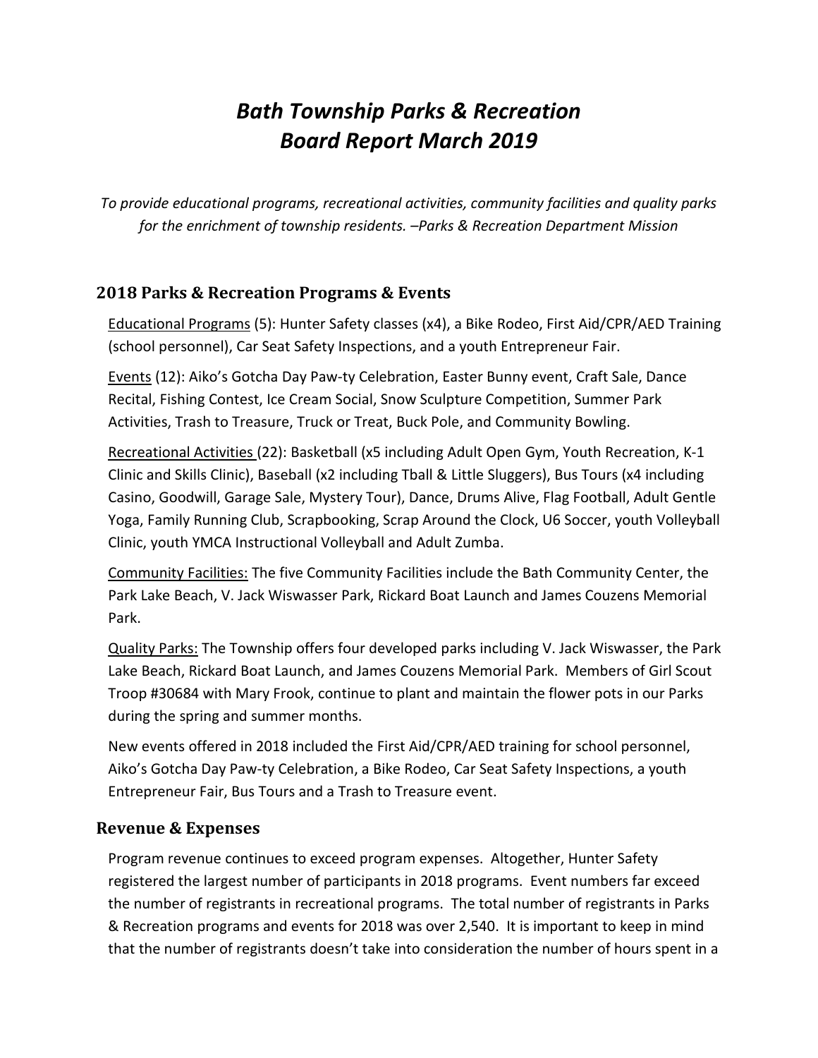# *Bath Township Parks & Recreation Board Report March 2019*

*To provide educational programs, recreational activities, community facilities and quality parks for the enrichment of township residents. –Parks & Recreation Department Mission*

## 2018 Parks & Recreation Programs & Events

Educational Programs (5): Hunter Safety classes (x4), a Bike Rodeo, First Aid/CPR/AED Training (school personnel), Car Seat Safety Inspections, and a youth Entrepreneur Fair.

Events (12): Aiko's Gotcha Day Paw-ty Celebration, Easter Bunny event, Craft Sale, Dance Recital, Fishing Contest, Ice Cream Social, Snow Sculpture Competition, Summer Park Activities, Trash to Treasure, Truck or Treat, Buck Pole, and Community Bowling.

Recreational Activities (22): Basketball (x5 including Adult Open Gym, Youth Recreation, K-1 Clinic and Skills Clinic), Baseball (x2 including Tball & Little Sluggers), Bus Tours (x4 including Casino, Goodwill, Garage Sale, Mystery Tour), Dance, Drums Alive, Flag Football, Adult Gentle Yoga, Family Running Club, Scrapbooking, Scrap Around the Clock, U6 Soccer, youth Volleyball Clinic, youth YMCA Instructional Volleyball and Adult Zumba.

Community Facilities: The five Community Facilities include the Bath Community Center, the Park Lake Beach, V. Jack Wiswasser Park, Rickard Boat Launch and James Couzens Memorial Park.

Quality Parks: The Township offers four developed parks including V. Jack Wiswasser, the Park Lake Beach, Rickard Boat Launch, and James Couzens Memorial Park. Members of Girl Scout Troop #30684 with Mary Frook, continue to plant and maintain the flower pots in our Parks during the spring and summer months.

New events offered in 2018 included the First Aid/CPR/AED training for school personnel, Aiko's Gotcha Day Paw-ty Celebration, a Bike Rodeo, Car Seat Safety Inspections, a youth Entrepreneur Fair, Bus Tours and a Trash to Treasure event.

## Revenue & Expenses

Program revenue continues to exceed program expenses. Altogether, Hunter Safety registered the largest number of participants in 2018 programs. Event numbers far exceed the number of registrants in recreational programs. The total number of registrants in Parks & Recreation programs and events for 2018 was over 2,540. It is important to keep in mind that the number of registrants doesn't take into consideration the number of hours spent in a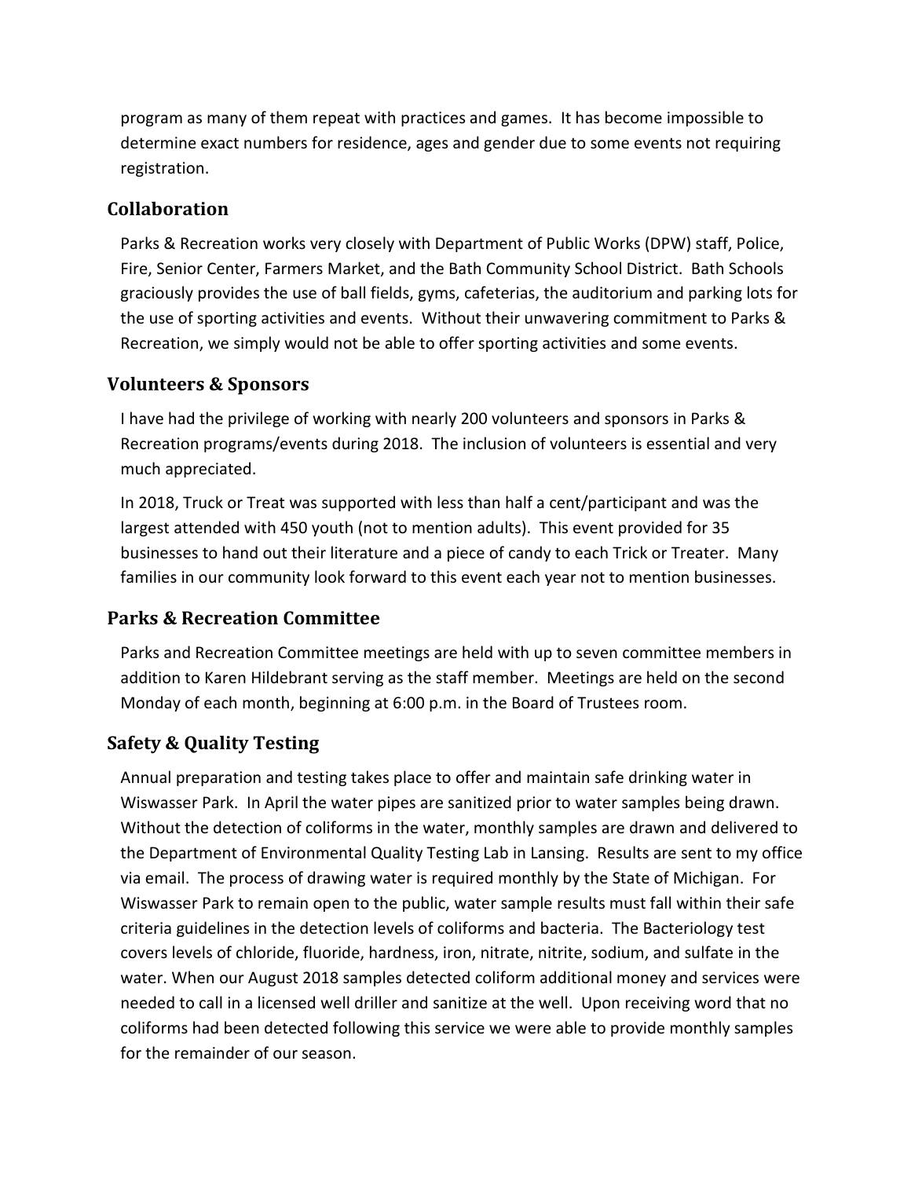program as many of them repeat with practices and games. It has become impossible to determine exact numbers for residence, ages and gender due to some events not requiring registration.

## Collaboration

Parks & Recreation works very closely with Department of Public Works (DPW) staff, Police, Fire, Senior Center, Farmers Market, and the Bath Community School District. Bath Schools graciously provides the use of ball fields, gyms, cafeterias, the auditorium and parking lots for the use of sporting activities and events. Without their unwavering commitment to Parks & Recreation, we simply would not be able to offer sporting activities and some events.

## Volunteers & Sponsors

I have had the privilege of working with nearly 200 volunteers and sponsors in Parks & Recreation programs/events during 2018. The inclusion of volunteers is essential and very much appreciated.

In 2018, Truck or Treat was supported with less than half a cent/participant and was the largest attended with 450 youth (not to mention adults). This event provided for 35 businesses to hand out their literature and a piece of candy to each Trick or Treater. Many families in our community look forward to this event each year not to mention businesses.

## Parks & Recreation Committee

Parks and Recreation Committee meetings are held with up to seven committee members in addition to Karen Hildebrant serving as the staff member. Meetings are held on the second Monday of each month, beginning at 6:00 p.m. in the Board of Trustees room.

## Safety & Quality Testing

Annual preparation and testing takes place to offer and maintain safe drinking water in Wiswasser Park. In April the water pipes are sanitized prior to water samples being drawn. Without the detection of coliforms in the water, monthly samples are drawn and delivered to the Department of Environmental Quality Testing Lab in Lansing. Results are sent to my office via email. The process of drawing water is required monthly by the State of Michigan. For Wiswasser Park to remain open to the public, water sample results must fall within their safe criteria guidelines in the detection levels of coliforms and bacteria. The Bacteriology test covers levels of chloride, fluoride, hardness, iron, nitrate, nitrite, sodium, and sulfate in the water. When our August 2018 samples detected coliform additional money and services were needed to call in a licensed well driller and sanitize at the well. Upon receiving word that no coliforms had been detected following this service we were able to provide monthly samples for the remainder of our season.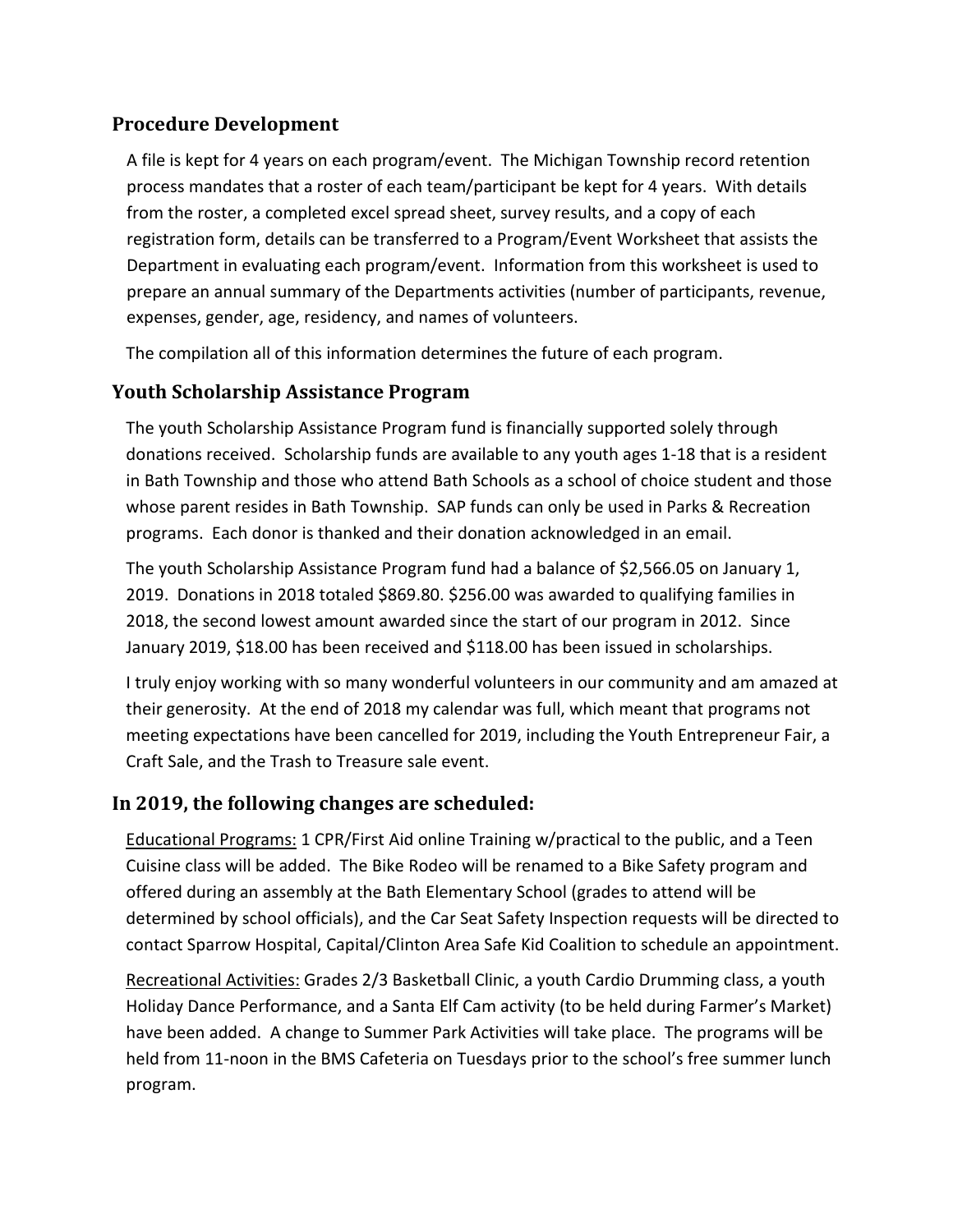## Procedure Development

A file is kept for 4 years on each program/event. The Michigan Township record retention process mandates that a roster of each team/participant be kept for 4 years. With details from the roster, a completed excel spread sheet, survey results, and a copy of each registration form, details can be transferred to a Program/Event Worksheet that assists the Department in evaluating each program/event. Information from this worksheet is used to prepare an annual summary of the Departments activities (number of participants, revenue, expenses, gender, age, residency, and names of volunteers.

The compilation all of this information determines the future of each program.

## Youth Scholarship Assistance Program

The youth Scholarship Assistance Program fund is financially supported solely through donations received. Scholarship funds are available to any youth ages 1-18 that is a resident in Bath Township and those who attend Bath Schools as a school of choice student and those whose parent resides in Bath Township. SAP funds can only be used in Parks & Recreation programs. Each donor is thanked and their donation acknowledged in an email.

The youth Scholarship Assistance Program fund had a balance of $2,566.05 on January 1, 2019. Donations in 2018 totaled $869.80. $256.00 was awarded to qualifying families in 2018, the second lowest amount awarded since the start of our program in 2012. Since January 2019, $18.00 has been received and $118.00 has been issued in scholarships.

I truly enjoy working with so many wonderful volunteers in our community and am amazed at their generosity. At the end of 2018 my calendar was full, which meant that programs not meeting expectations have been cancelled for 2019, including the Youth Entrepreneur Fair, a Craft Sale, and the Trash to Treasure sale event.

## In 2019, the following changes are scheduled:

Educational Programs: 1 CPR/First Aid online Training w/practical to the public, and a Teen Cuisine class will be added. The Bike Rodeo will be renamed to a Bike Safety program and offered during an assembly at the Bath Elementary School (grades to attend will be determined by school officials), and the Car Seat Safety Inspection requests will be directed to contact Sparrow Hospital, Capital/Clinton Area Safe Kid Coalition to schedule an appointment.

Recreational Activities: Grades 2/3 Basketball Clinic, a youth Cardio Drumming class, a youth Holiday Dance Performance, and a Santa Elf Cam activity (to be held during Farmer's Market) have been added. A change to Summer Park Activities will take place. The programs will be held from 11-noon in the BMS Cafeteria on Tuesdays prior to the school's free summer lunch program.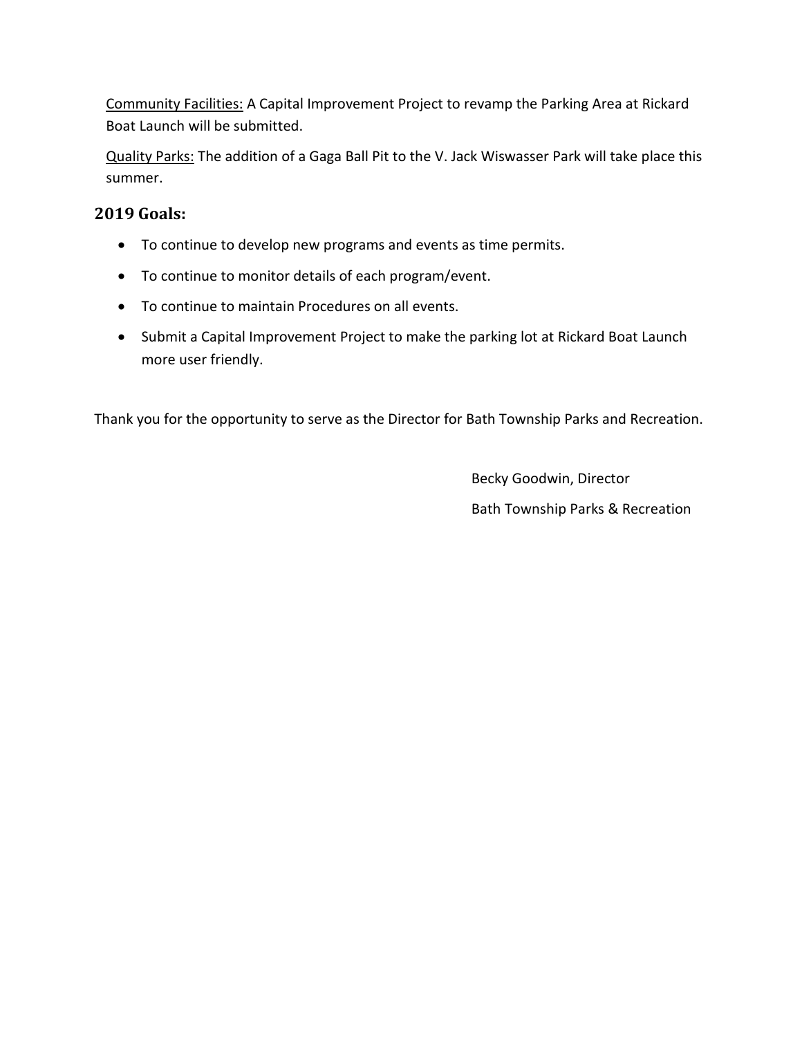<u>Community Facilities:</u> A Capital Improvement Project to revamp the Parking Area at Rickard Boat Launch will be submitted.

<u>Quality Parks:</u> The addition of a Gaga Ball Pit to the V. Jack Wiswasser Park will take place this summer.

## 2019 Goals:

- To continue to develop new programs and events as time permits.
- To continue to monitor details of each program/event.
- To continue to maintain Procedures on all events.
- Submit a Capital Improvement Project to make the parking lot at Rickard Boat Launch more user friendly.

Thank you for the opportunity to serve as the Director for Bath Township Parks and Recreation.

Becky Goodwin, Director

Bath Township Parks & Recreation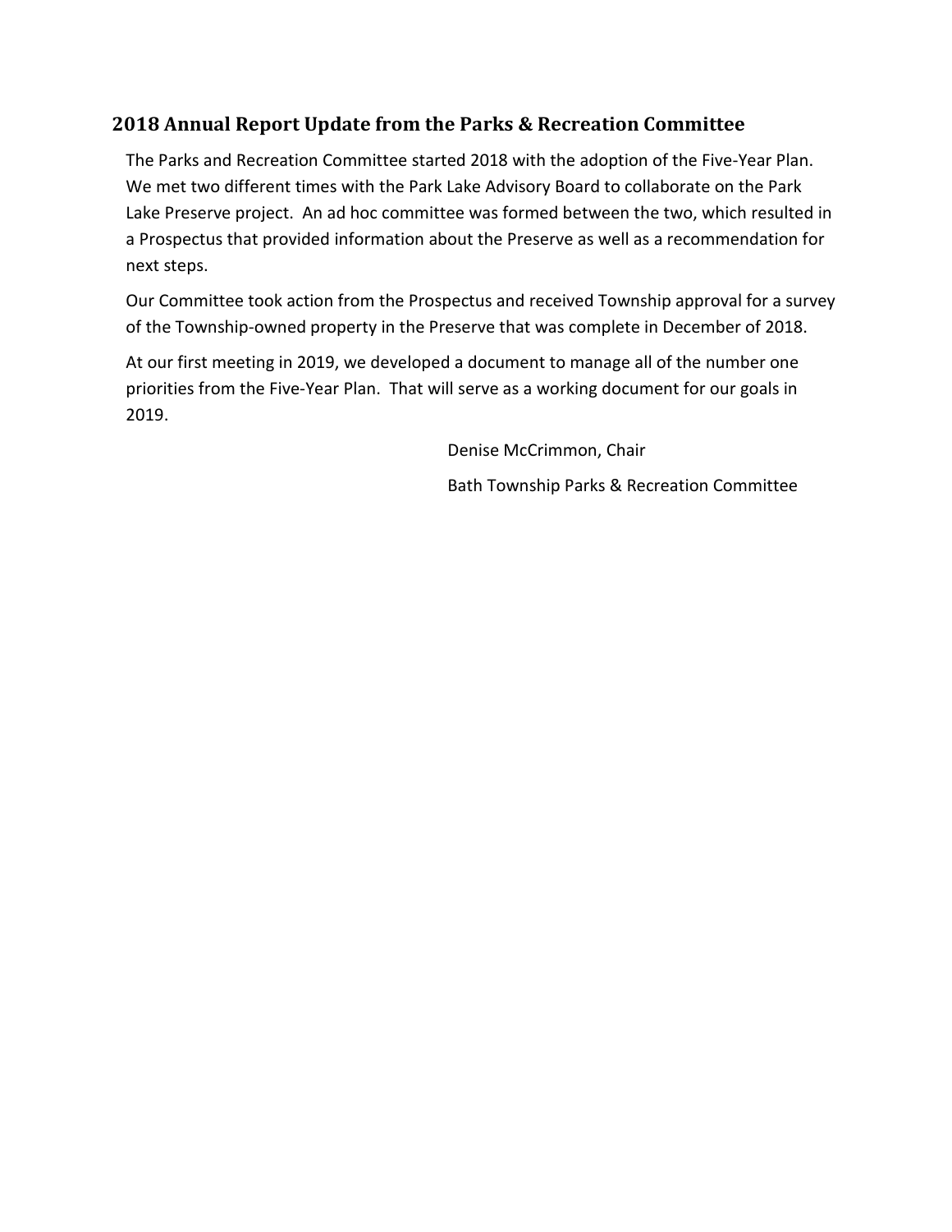## 2018 Annual Report Update from the Parks & Recreation Committee

The Parks and Recreation Committee started 2018 with the adoption of the Five-Year Plan. We met two different times with the Park Lake Advisory Board to collaborate on the Park Lake Preserve project. An ad hoc committee was formed between the two, which resulted in a Prospectus that provided information about the Preserve as well as a recommendation for next steps.

Our Committee took action from the Prospectus and received Township approval for a survey of the Township-owned property in the Preserve that was complete in December of 2018.

At our first meeting in 2019, we developed a document to manage all of the number one priorities from the Five-Year Plan. That will serve as a working document for our goals in 2019.

Denise McCrimmon, Chair

Bath Township Parks & Recreation Committee